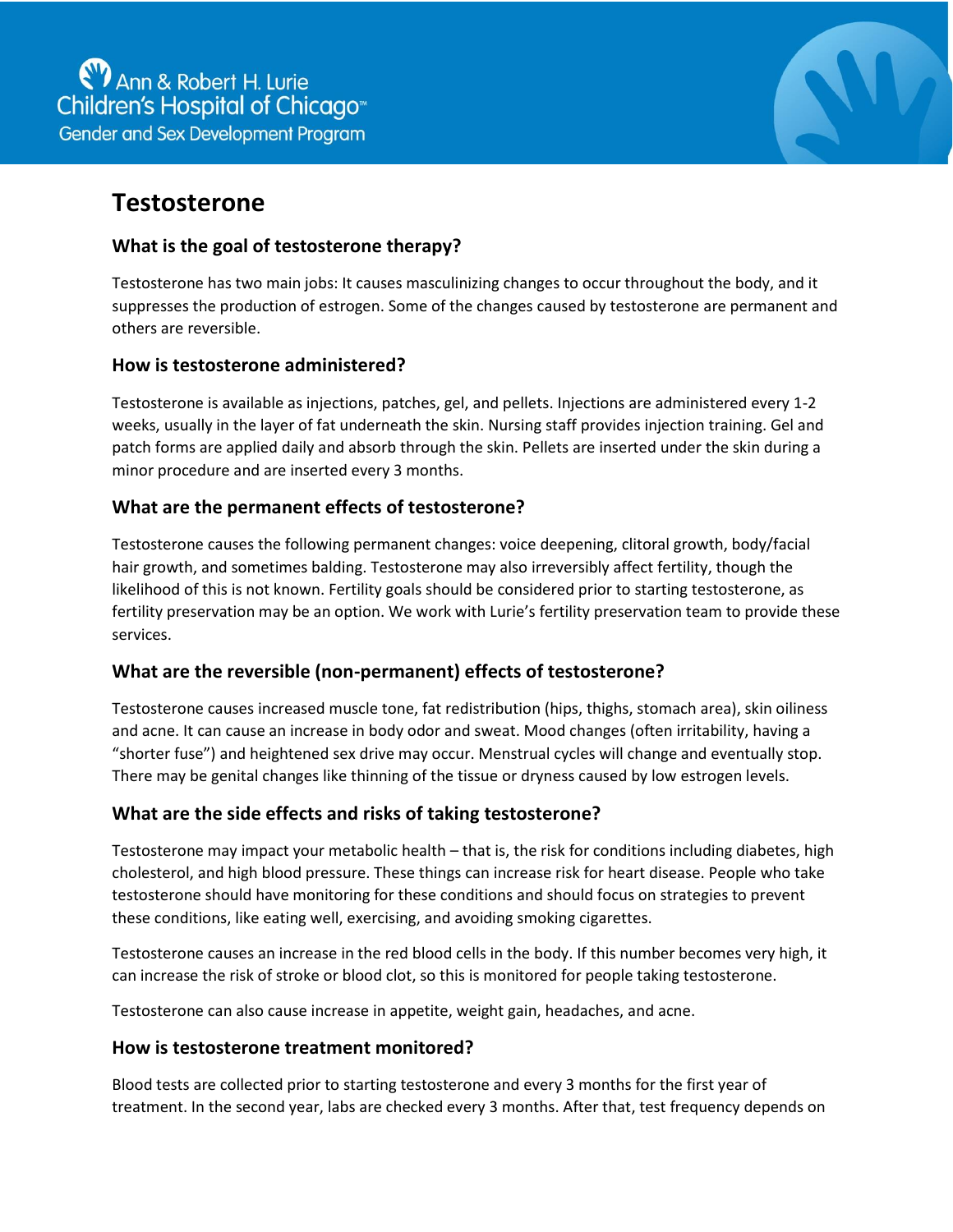Ann & Robert H. Lurie Children's Hospital of Chicago™
Gender and Sex Development Program

# Testosterone

## What is the goal of testosterone therapy?

Testosterone has two main jobs: It causes masculinizing changes to occur throughout the body, and it suppresses the production of estrogen. Some of the changes caused by testosterone are permanent and others are reversible.

## How is testosterone administered?

Testosterone is available as injections, patches, gel, and pellets. Injections are administered every 1-2 weeks, usually in the layer of fat underneath the skin. Nursing staff provides injection training. Gel and patch forms are applied daily and absorb through the skin. Pellets are inserted under the skin during a minor procedure and are inserted every 3 months.

## What are the permanent effects of testosterone?

Testosterone causes the following permanent changes: voice deepening, clitoral growth, body/facial hair growth, and sometimes balding. Testosterone may also irreversibly affect fertility, though the likelihood of this is not known. Fertility goals should be considered prior to starting testosterone, as fertility preservation may be an option. We work with Lurie's fertility preservation team to provide these services.

## What are the reversible (non-permanent) effects of testosterone?

Testosterone causes increased muscle tone, fat redistribution (hips, thighs, stomach area), skin oiliness and acne. It can cause an increase in body odor and sweat. Mood changes (often irritability, having a "shorter fuse") and heightened sex drive may occur. Menstrual cycles will change and eventually stop. There may be genital changes like thinning of the tissue or dryness caused by low estrogen levels.

## What are the side effects and risks of taking testosterone?

Testosterone may impact your metabolic health – that is, the risk for conditions including diabetes, high cholesterol, and high blood pressure. These things can increase risk for heart disease. People who take testosterone should have monitoring for these conditions and should focus on strategies to prevent these conditions, like eating well, exercising, and avoiding smoking cigarettes.

Testosterone causes an increase in the red blood cells in the body. If this number becomes very high, it can increase the risk of stroke or blood clot, so this is monitored for people taking testosterone.

Testosterone can also cause increase in appetite, weight gain, headaches, and acne.

## How is testosterone treatment monitored?

Blood tests are collected prior to starting testosterone and every 3 months for the first year of treatment. In the second year, labs are checked every 3 months. After that, test frequency depends on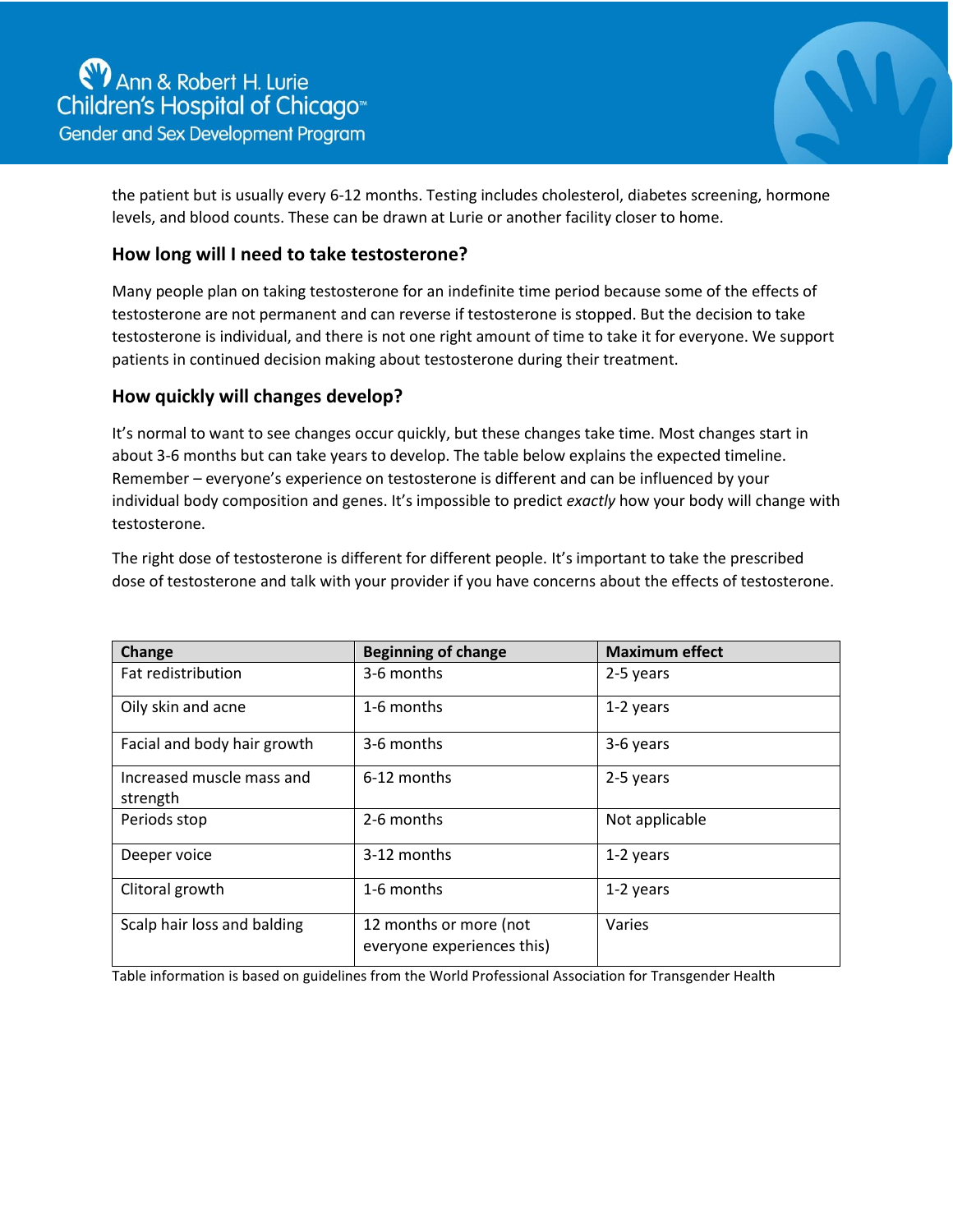the patient but is usually every 6-12 months. Testing includes cholesterol, diabetes screening, hormone levels, and blood counts. These can be drawn at Lurie or another facility closer to home.

### How long will I need to take testosterone?

Many people plan on taking testosterone for an indefinite time period because some of the effects of testosterone are not permanent and can reverse if testosterone is stopped. But the decision to take testosterone is individual, and there is not one right amount of time to take it for everyone. We support patients in continued decision making about testosterone during their treatment.

### How quickly will changes develop?

It's normal to want to see changes occur quickly, but these changes take time. Most changes start in about 3-6 months but can take years to develop. The table below explains the expected timeline. Remember – everyone's experience on testosterone is different and can be influenced by your individual body composition and genes. It's impossible to predict *exactly* how your body will change with testosterone.

The right dose of testosterone is different for different people. It's important to take the prescribed dose of testosterone and talk with your provider if you have concerns about the effects of testosterone.

| Change | Beginning of change | Maximum effect |
|---|---|---|
| Fat redistribution | 3-6 months | 2-5 years |
| Oily skin and acne | 1-6 months | 1-2 years |
| Facial and body hair growth | 3-6 months | 3-6 years |
| Increased muscle mass and strength | 6-12 months | 2-5 years |
| Periods stop | 2-6 months | Not applicable |
| Deeper voice | 3-12 months | 1-2 years |
| Clitoral growth | 1-6 months | 1-2 years |
| Scalp hair loss and balding | 12 months or more (not everyone experiences this) | Varies |

Table information is based on guidelines from the World Professional Association for Transgender Health